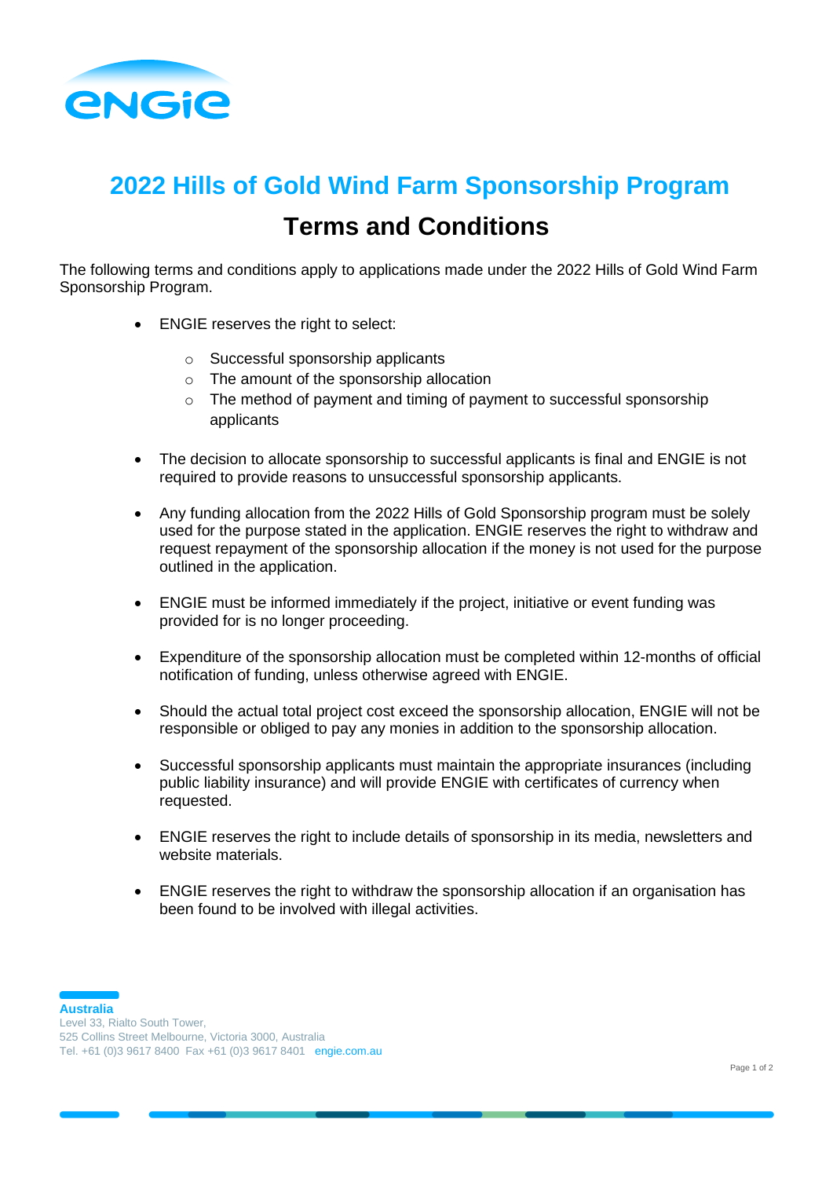# 2022 Hills of Gold Wind Farm Sponsorship Program

## Terms and Conditions

The following terms and conditions apply to applications made under the 2022 Hills of Gold Wind Farm Sponsorship Program.

- ENGIE reserves the right to select:
  - Successful sponsorship applicants
  - The amount of the sponsorship allocation
  - The method of payment and timing of payment to successful sponsorship applicants
- The decision to allocate sponsorship to successful applicants is final and ENGIE is not required to provide reasons to unsuccessful sponsorship applicants.
- Any funding allocation from the 2022 Hills of Gold Sponsorship program must be solely used for the purpose stated in the application. ENGIE reserves the right to withdraw and request repayment of the sponsorship allocation if the money is not used for the purpose outlined in the application.
- ENGIE must be informed immediately if the project, initiative or event funding was provided for is no longer proceeding.
- Expenditure of the sponsorship allocation must be completed within 12-months of official notification of funding, unless otherwise agreed with ENGIE.
- Should the actual total project cost exceed the sponsorship allocation, ENGIE will not be responsible or obliged to pay any monies in addition to the sponsorship allocation.
- Successful sponsorship applicants must maintain the appropriate insurances (including public liability insurance) and will provide ENGIE with certificates of currency when requested.
- ENGIE reserves the right to include details of sponsorship in its media, newsletters and website materials.
- ENGIE reserves the right to withdraw the sponsorship allocation if an organisation has been found to be involved with illegal activities.

**Australia**
Level 33, Rialto South Tower,
525 Collins Street Melbourne, Victoria 3000, Australia
Tel. +61 (0)3 9617 8400 Fax +61 (0)3 9617 8401 engie.com.au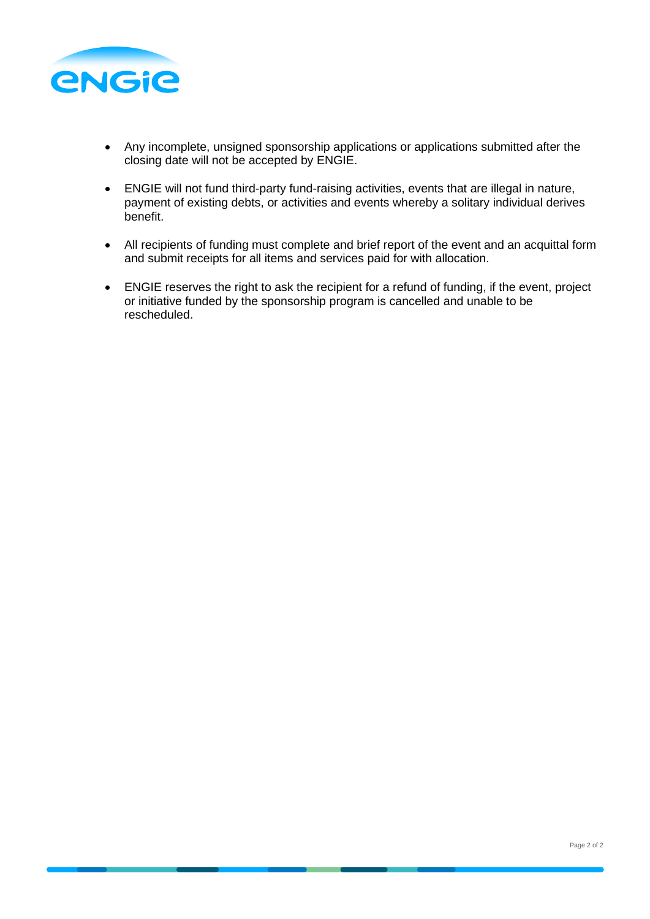- Any incomplete, unsigned sponsorship applications or applications submitted after the closing date will not be accepted by ENGIE.
- ENGIE will not fund third-party fund-raising activities, events that are illegal in nature, payment of existing debts, or activities and events whereby a solitary individual derives benefit.
- All recipients of funding must complete and brief report of the event and an acquittal form and submit receipts for all items and services paid for with allocation.
- ENGIE reserves the right to ask the recipient for a refund of funding, if the event, project or initiative funded by the sponsorship program is cancelled and unable to be rescheduled.